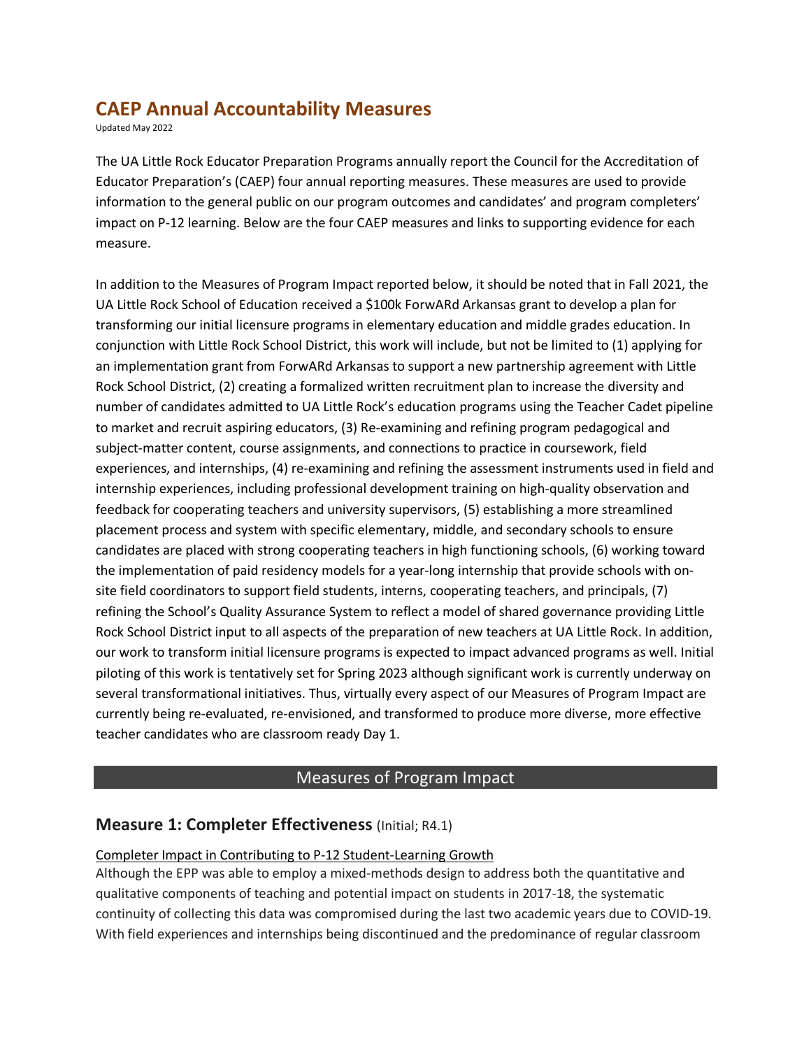# CAEP Annual Accountability Measures

Updated May 2022

The UA Little Rock Educator Preparation Programs annually report the Council for the Accreditation of Educator Preparation's (CAEP) four annual reporting measures. These measures are used to provide information to the general public on our program outcomes and candidates' and program completers' impact on P-12 learning. Below are the four CAEP measures and links to supporting evidence for each measure.

In addition to the Measures of Program Impact reported below, it should be noted that in Fall 2021, the UA Little Rock School of Education received a $100k ForwARd Arkansas grant to develop a plan for transforming our initial licensure programs in elementary education and middle grades education. In conjunction with Little Rock School District, this work will include, but not be limited to (1) applying for an implementation grant from ForwARd Arkansas to support a new partnership agreement with Little Rock School District, (2) creating a formalized written recruitment plan to increase the diversity and number of candidates admitted to UA Little Rock's education programs using the Teacher Cadet pipeline to market and recruit aspiring educators, (3) Re-examining and refining program pedagogical and subject-matter content, course assignments, and connections to practice in coursework, field experiences, and internships, (4) re-examining and refining the assessment instruments used in field and internship experiences, including professional development training on high-quality observation and feedback for cooperating teachers and university supervisors, (5) establishing a more streamlined placement process and system with specific elementary, middle, and secondary schools to ensure candidates are placed with strong cooperating teachers in high functioning schools, (6) working toward the implementation of paid residency models for a year-long internship that provide schools with on-site field coordinators to support field students, interns, cooperating teachers, and principals, (7) refining the School's Quality Assurance System to reflect a model of shared governance providing Little Rock School District input to all aspects of the preparation of new teachers at UA Little Rock. In addition, our work to transform initial licensure programs is expected to impact advanced programs as well. Initial piloting of this work is tentatively set for Spring 2023 although significant work is currently underway on several transformational initiatives. Thus, virtually every aspect of our Measures of Program Impact are currently being re-evaluated, re-envisioned, and transformed to produce more diverse, more effective teacher candidates who are classroom ready Day 1.

## Measures of Program Impact

### Measure 1: Completer Effectiveness (Initial; R4.1)

Completer Impact in Contributing to P-12 Student-Learning Growth

Although the EPP was able to employ a mixed-methods design to address both the quantitative and qualitative components of teaching and potential impact on students in 2017-18, the systematic continuity of collecting this data was compromised during the last two academic years due to COVID-19. With field experiences and internships being discontinued and the predominance of regular classroom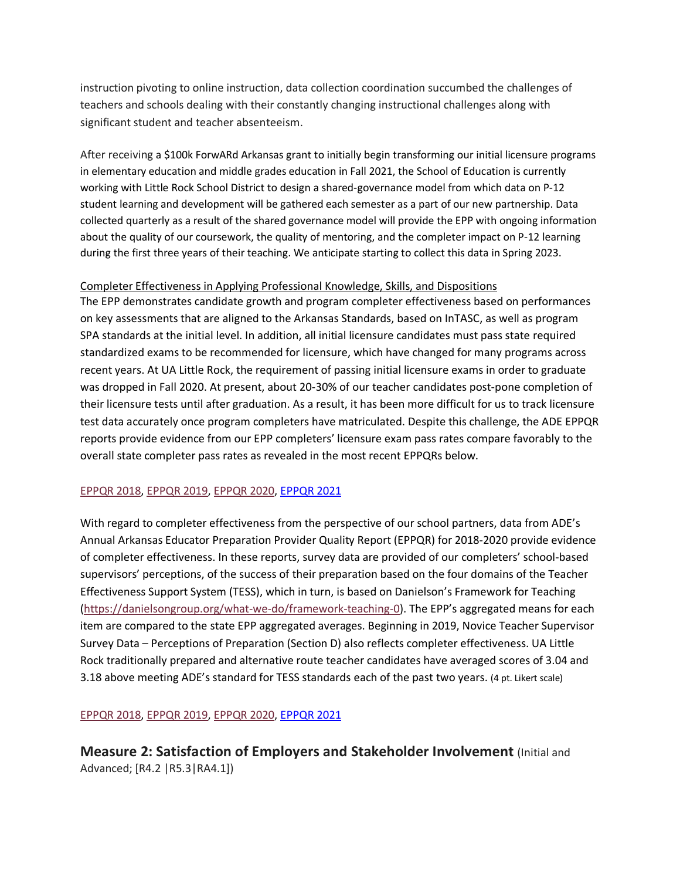instruction pivoting to online instruction, data collection coordination succumbed the challenges of teachers and schools dealing with their constantly changing instructional challenges along with significant student and teacher absenteeism.

After receiving a $100k ForwARd Arkansas grant to initially begin transforming our initial licensure programs in elementary education and middle grades education in Fall 2021, the School of Education is currently working with Little Rock School District to design a shared-governance model from which data on P-12 student learning and development will be gathered each semester as a part of our new partnership. Data collected quarterly as a result of the shared governance model will provide the EPP with ongoing information about the quality of our coursework, the quality of mentoring, and the completer impact on P-12 learning during the first three years of their teaching. We anticipate starting to collect this data in Spring 2023.

<u>Completer Effectiveness in Applying Professional Knowledge, Skills, and Dispositions</u>

The EPP demonstrates candidate growth and program completer effectiveness based on performances on key assessments that are aligned to the Arkansas Standards, based on InTASC, as well as program SPA standards at the initial level. In addition, all initial licensure candidates must pass state required standardized exams to be recommended for licensure, which have changed for many programs across recent years. At UA Little Rock, the requirement of passing initial licensure exams in order to graduate was dropped in Fall 2020. At present, about 20-30% of our teacher candidates post-pone completion of their licensure tests until after graduation. As a result, it has been more difficult for us to track licensure test data accurately once program completers have matriculated. Despite this challenge, the ADE EPPQR reports provide evidence from our EPP completers' licensure exam pass rates compare favorably to the overall state completer pass rates as revealed in the most recent EPPQRs below.

EPPQR 2018, EPPQR 2019, EPPQR 2020, EPPQR 2021

With regard to completer effectiveness from the perspective of our school partners, data from ADE's Annual Arkansas Educator Preparation Provider Quality Report (EPPQR) for 2018-2020 provide evidence of completer effectiveness. In these reports, survey data are provided of our completers' school-based supervisors' perceptions, of the success of their preparation based on the four domains of the Teacher Effectiveness Support System (TESS), which in turn, is based on Danielson's Framework for Teaching (https://danielsongroup.org/what-we-do/framework-teaching-0). The EPP's aggregated means for each item are compared to the state EPP aggregated averages. Beginning in 2019, Novice Teacher Supervisor Survey Data – Perceptions of Preparation (Section D) also reflects completer effectiveness. UA Little Rock traditionally prepared and alternative route teacher candidates have averaged scores of 3.04 and 3.18 above meeting ADE's standard for TESS standards each of the past two years. (4 pt. Likert scale)

EPPQR 2018, EPPQR 2019, EPPQR 2020, EPPQR 2021

## Measure 2: Satisfaction of Employers and Stakeholder Involvement (Initial and Advanced; [R4.2 |R5.3|RA4.1])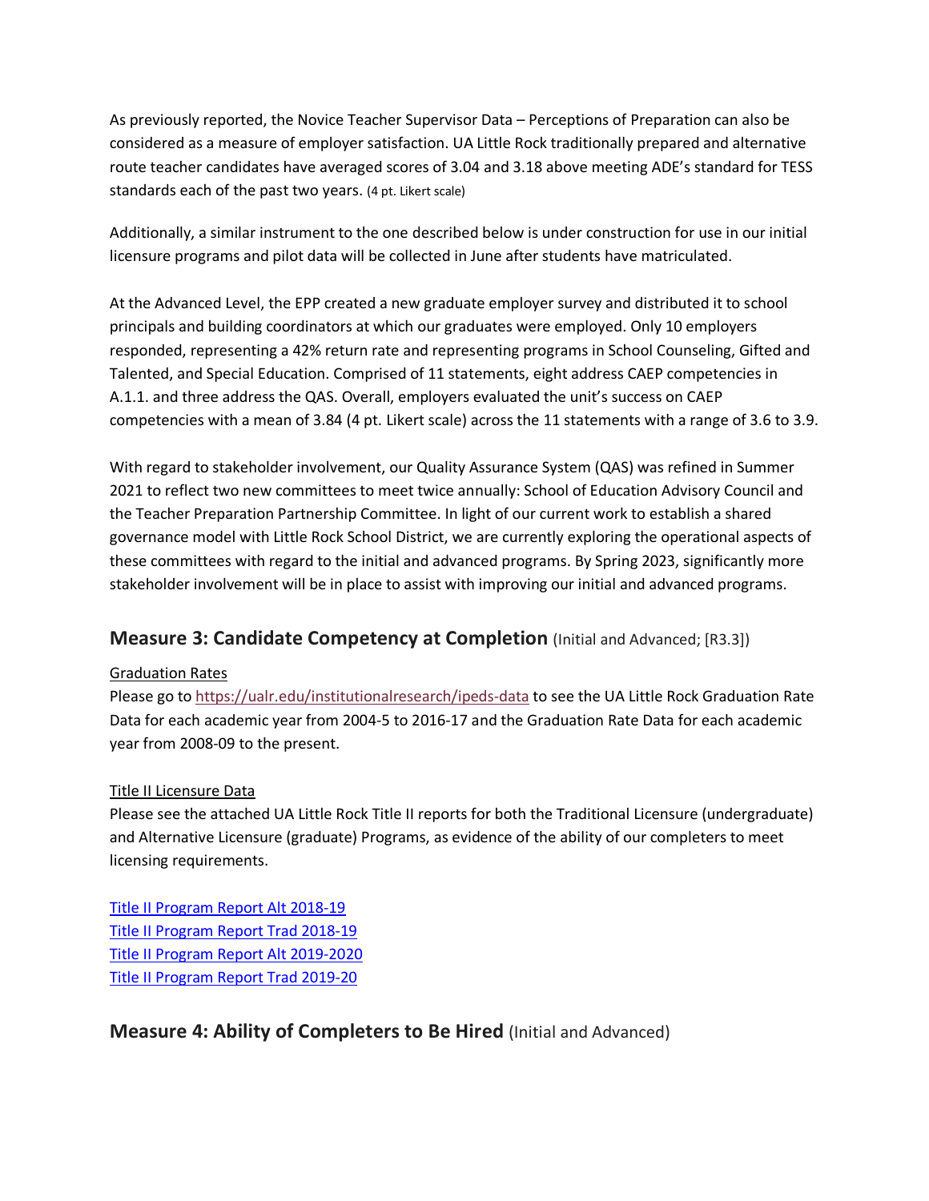As previously reported, the Novice Teacher Supervisor Data – Perceptions of Preparation can also be considered as a measure of employer satisfaction. UA Little Rock traditionally prepared and alternative route teacher candidates have averaged scores of 3.04 and 3.18 above meeting ADE's standard for TESS standards each of the past two years. (4 pt. Likert scale)

Additionally, a similar instrument to the one described below is under construction for use in our initial licensure programs and pilot data will be collected in June after students have matriculated.

At the Advanced Level, the EPP created a new graduate employer survey and distributed it to school principals and building coordinators at which our graduates were employed. Only 10 employers responded, representing a 42% return rate and representing programs in School Counseling, Gifted and Talented, and Special Education. Comprised of 11 statements, eight address CAEP competencies in A.1.1. and three address the QAS. Overall, employers evaluated the unit's success on CAEP competencies with a mean of 3.84 (4 pt. Likert scale) across the 11 statements with a range of 3.6 to 3.9.

With regard to stakeholder involvement, our Quality Assurance System (QAS) was refined in Summer 2021 to reflect two new committees to meet twice annually: School of Education Advisory Council and the Teacher Preparation Partnership Committee. In light of our current work to establish a shared governance model with Little Rock School District, we are currently exploring the operational aspects of these committees with regard to the initial and advanced programs. By Spring 2023, significantly more stakeholder involvement will be in place to assist with improving our initial and advanced programs.

## **Measure 3: Candidate Competency at Completion** (Initial and Advanced; [R3.3])

Graduation Rates

Please go to https://ualr.edu/institutionalresearch/ipeds-data to see the UA Little Rock Graduation Rate Data for each academic year from 2004-5 to 2016-17 and the Graduation Rate Data for each academic year from 2008-09 to the present.

Title II Licensure Data

Please see the attached UA Little Rock Title II reports for both the Traditional Licensure (undergraduate) and Alternative Licensure (graduate) Programs, as evidence of the ability of our completers to meet licensing requirements.

Title II Program Report Alt 2018-19
Title II Program Report Trad 2018-19
Title II Program Report Alt 2019-2020
Title II Program Report Trad 2019-20

## **Measure 4: Ability of Completers to Be Hired** (Initial and Advanced)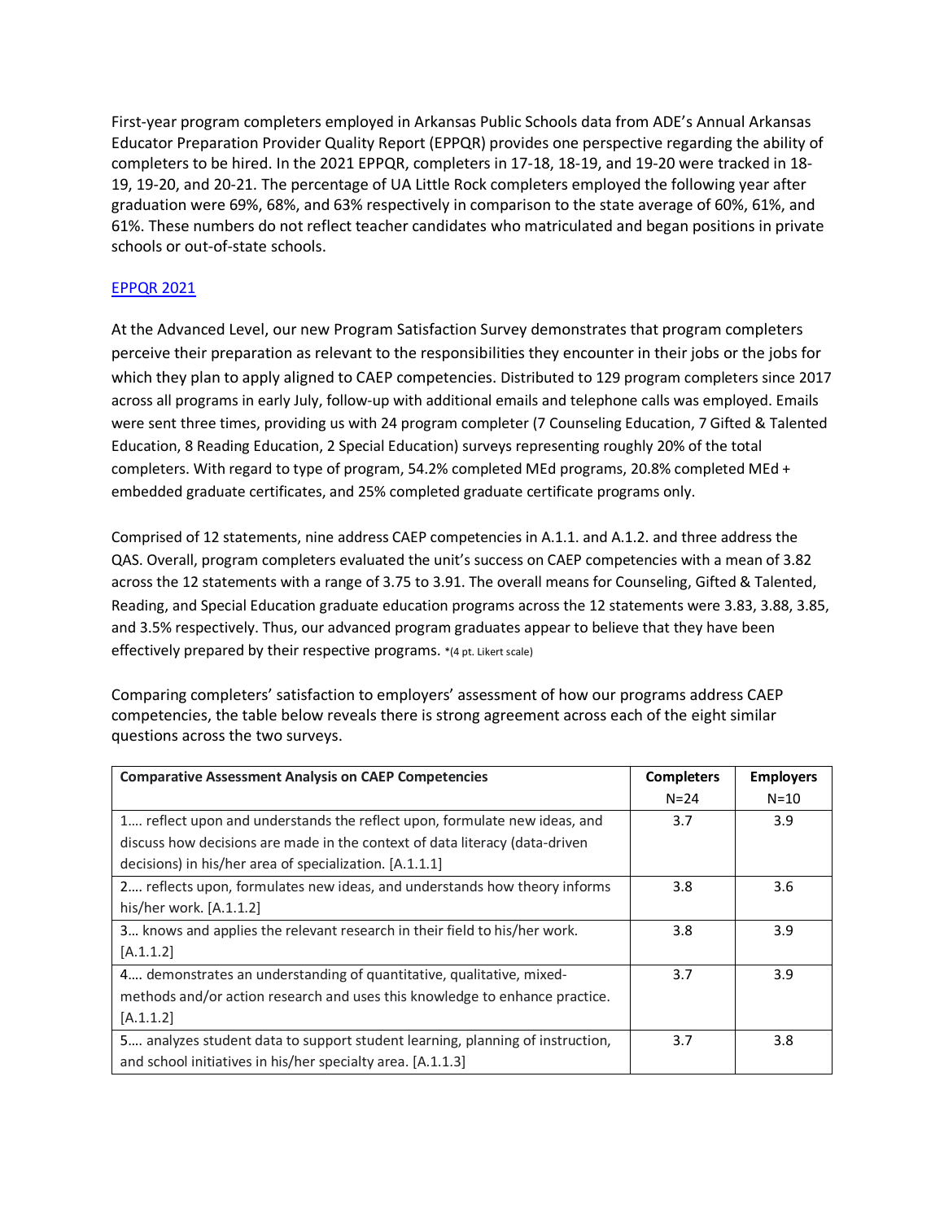First-year program completers employed in Arkansas Public Schools data from ADE's Annual Arkansas Educator Preparation Provider Quality Report (EPPQR) provides one perspective regarding the ability of completers to be hired. In the 2021 EPPQR, completers in 17-18, 18-19, and 19-20 were tracked in 18-19, 19-20, and 20-21. The percentage of UA Little Rock completers employed the following year after graduation were 69%, 68%, and 63% respectively in comparison to the state average of 60%, 61%, and 61%. These numbers do not reflect teacher candidates who matriculated and began positions in private schools or out-of-state schools.

[EPPQR 2021]

At the Advanced Level, our new Program Satisfaction Survey demonstrates that program completers perceive their preparation as relevant to the responsibilities they encounter in their jobs or the jobs for which they plan to apply aligned to CAEP competencies. Distributed to 129 program completers since 2017 across all programs in early July, follow-up with additional emails and telephone calls was employed. Emails were sent three times, providing us with 24 program completer (7 Counseling Education, 7 Gifted & Talented Education, 8 Reading Education, 2 Special Education) surveys representing roughly 20% of the total completers. With regard to type of program, 54.2% completed MEd programs, 20.8% completed MEd + embedded graduate certificates, and 25% completed graduate certificate programs only.

Comprised of 12 statements, nine address CAEP competencies in A.1.1. and A.1.2. and three address the QAS. Overall, program completers evaluated the unit's success on CAEP competencies with a mean of 3.82 across the 12 statements with a range of 3.75 to 3.91. The overall means for Counseling, Gifted & Talented, Reading, and Special Education graduate education programs across the 12 statements were 3.83, 3.88, 3.85, and 3.5% respectively. Thus, our advanced program graduates appear to believe that they have been effectively prepared by their respective programs. *(4 pt. Likert scale)

Comparing completers' satisfaction to employers' assessment of how our programs address CAEP competencies, the table below reveals there is strong agreement across each of the eight similar questions across the two surveys.

| Comparative Assessment Analysis on CAEP Competencies | Completers N=24 | Employers N=10 |
|---|---|---|
| 1.... reflect upon and understands the reflect upon, formulate new ideas, and discuss how decisions are made in the context of data literacy (data-driven decisions) in his/her area of specialization. [A.1.1.1] | 3.7 | 3.9 |
| 2.... reflects upon, formulates new ideas, and understands how theory informs his/her work. [A.1.1.2] | 3.8 | 3.6 |
| 3... knows and applies the relevant research in their field to his/her work. [A.1.1.2] | 3.8 | 3.9 |
| 4.... demonstrates an understanding of quantitative, qualitative, mixed-methods and/or action research and uses this knowledge to enhance practice. [A.1.1.2] | 3.7 | 3.9 |
| 5.... analyzes student data to support student learning, planning of instruction, and school initiatives in his/her specialty area. [A.1.1.3] | 3.7 | 3.8 |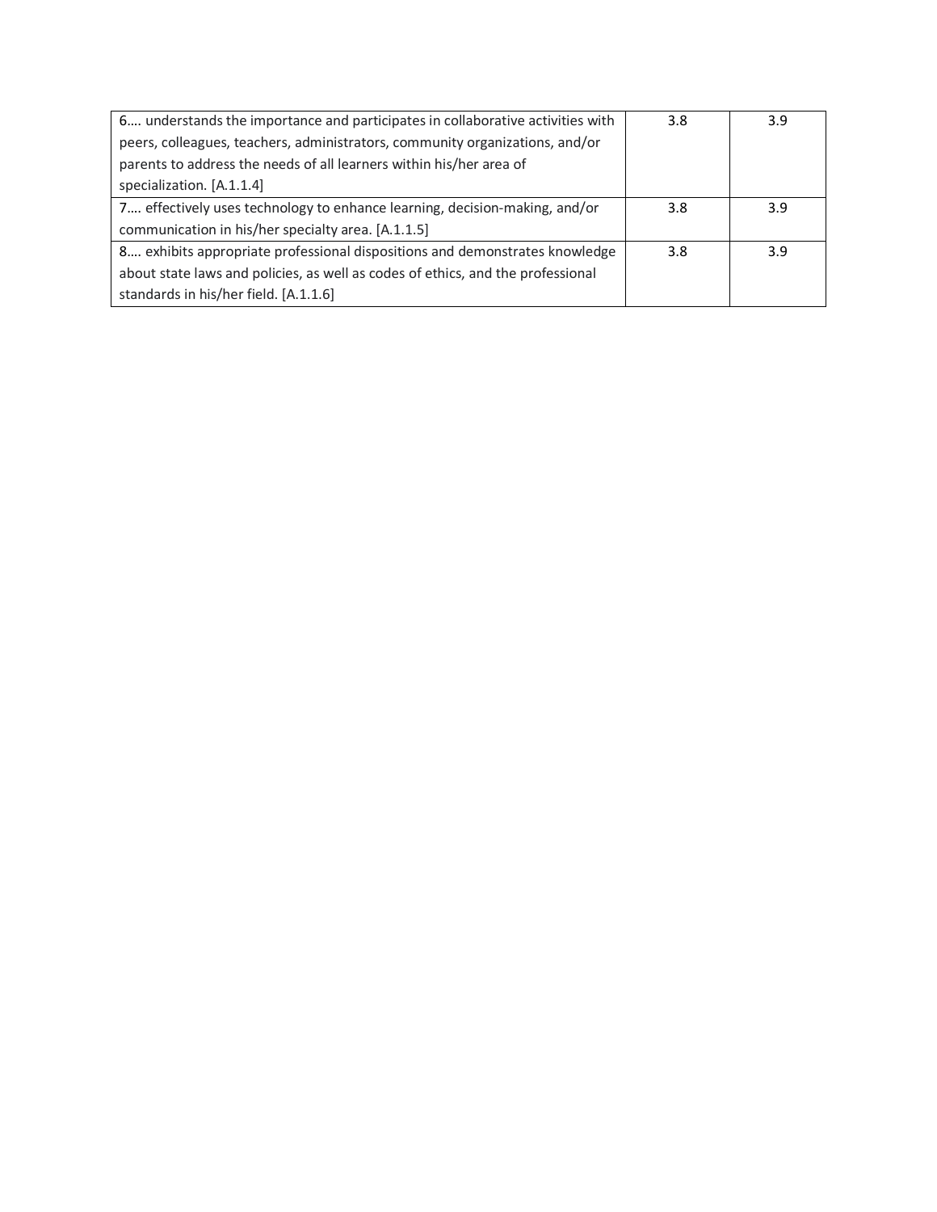| | | |
|---|---|---|
| 6…. understands the importance and participates in collaborative activities with peers, colleagues, teachers, administrators, community organizations, and/or parents to address the needs of all learners within his/her area of specialization. [A.1.1.4] | 3.8 | 3.9 |
| 7…. effectively uses technology to enhance learning, decision-making, and/or communication in his/her specialty area. [A.1.1.5] | 3.8 | 3.9 |
| 8…. exhibits appropriate professional dispositions and demonstrates knowledge about state laws and policies, as well as codes of ethics, and the professional standards in his/her field. [A.1.1.6] | 3.8 | 3.9 |